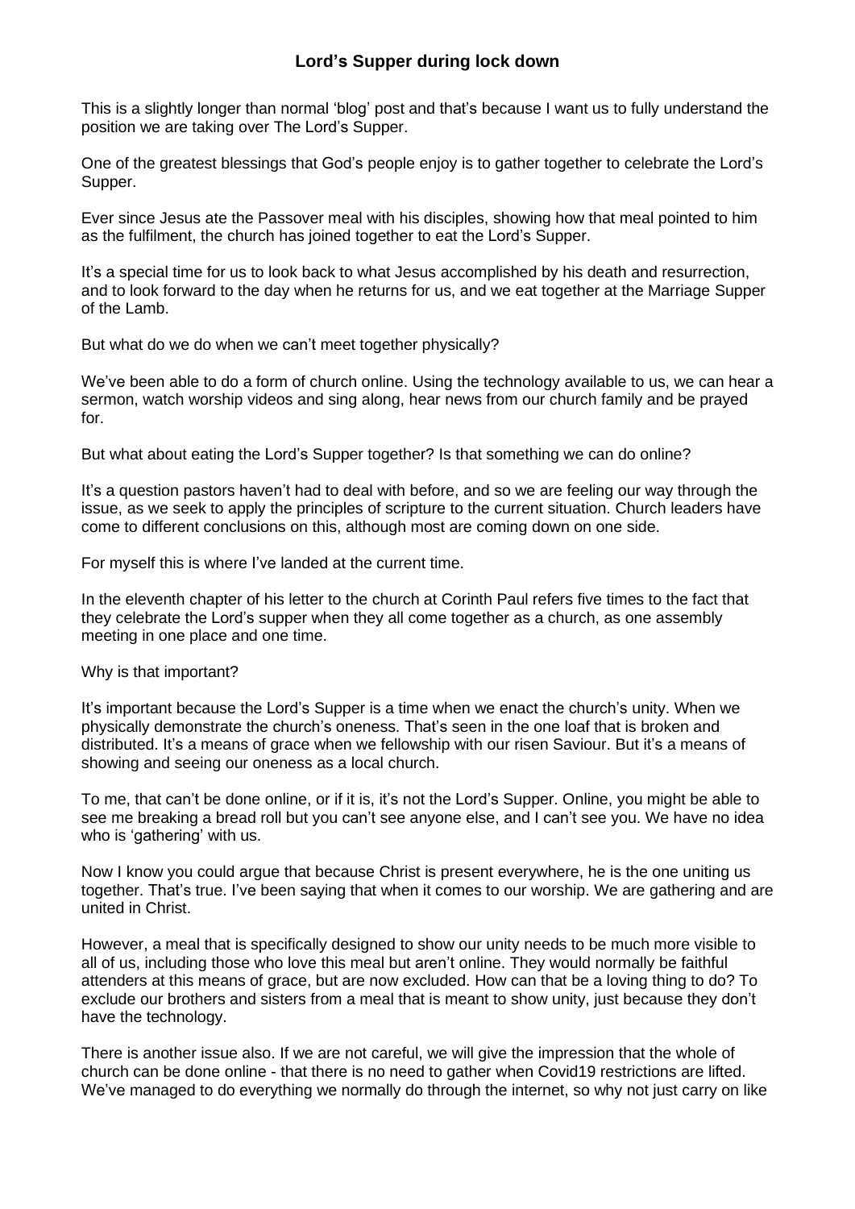# Lord's Supper during lock down

This is a slightly longer than normal 'blog' post and that's because I want us to fully understand the position we are taking over The Lord's Supper.

One of the greatest blessings that God's people enjoy is to gather together to celebrate the Lord's Supper.

Ever since Jesus ate the Passover meal with his disciples, showing how that meal pointed to him as the fulfilment, the church has joined together to eat the Lord's Supper.

It's a special time for us to look back to what Jesus accomplished by his death and resurrection, and to look forward to the day when he returns for us, and we eat together at the Marriage Supper of the Lamb.

But what do we do when we can't meet together physically?

We've been able to do a form of church online. Using the technology available to us, we can hear a sermon, watch worship videos and sing along, hear news from our church family and be prayed for.

But what about eating the Lord's Supper together? Is that something we can do online?

It's a question pastors haven't had to deal with before, and so we are feeling our way through the issue, as we seek to apply the principles of scripture to the current situation. Church leaders have come to different conclusions on this, although most are coming down on one side.

For myself this is where I've landed at the current time.

In the eleventh chapter of his letter to the church at Corinth Paul refers five times to the fact that they celebrate the Lord's supper when they all come together as a church, as one assembly meeting in one place and one time.

Why is that important?

It's important because the Lord's Supper is a time when we enact the church's unity. When we physically demonstrate the church's oneness. That's seen in the one loaf that is broken and distributed. It's a means of grace when we fellowship with our risen Saviour. But it's a means of showing and seeing our oneness as a local church.

To me, that can't be done online, or if it is, it's not the Lord's Supper. Online, you might be able to see me breaking a bread roll but you can't see anyone else, and I can't see you. We have no idea who is 'gathering' with us.

Now I know you could argue that because Christ is present everywhere, he is the one uniting us together. That's true. I've been saying that when it comes to our worship. We are gathering and are united in Christ.

However, a meal that is specifically designed to show our unity needs to be much more visible to all of us, including those who love this meal but aren't online. They would normally be faithful attenders at this means of grace, but are now excluded. How can that be a loving thing to do? To exclude our brothers and sisters from a meal that is meant to show unity, just because they don't have the technology.

There is another issue also. If we are not careful, we will give the impression that the whole of church can be done online - that there is no need to gather when Covid19 restrictions are lifted. We've managed to do everything we normally do through the internet, so why not just carry on like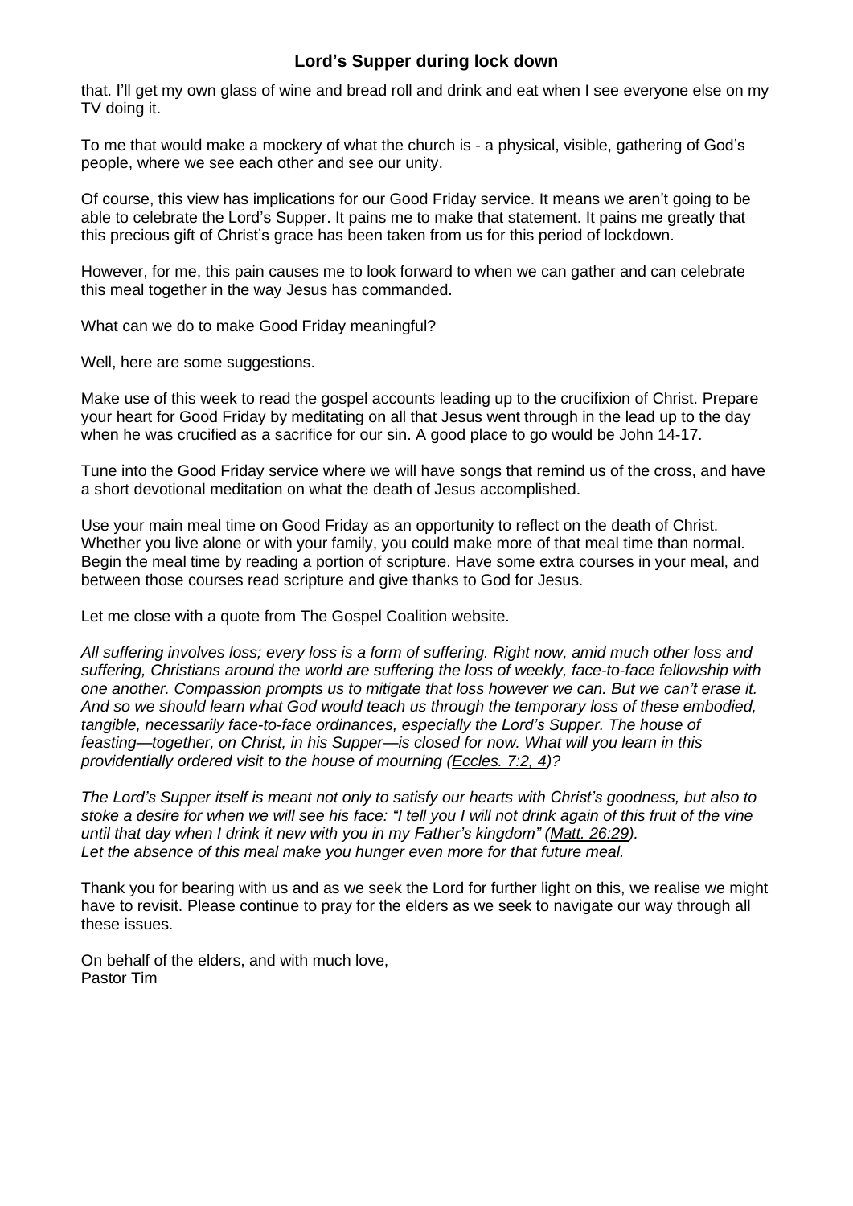that. I'll get my own glass of wine and bread roll and drink and eat when I see everyone else on my TV doing it.

To me that would make a mockery of what the church is - a physical, visible, gathering of God's people, where we see each other and see our unity.

Of course, this view has implications for our Good Friday service. It means we aren't going to be able to celebrate the Lord's Supper. It pains me to make that statement. It pains me greatly that this precious gift of Christ's grace has been taken from us for this period of lockdown.

However, for me, this pain causes me to look forward to when we can gather and can celebrate this meal together in the way Jesus has commanded.

What can we do to make Good Friday meaningful?

Well, here are some suggestions.

Make use of this week to read the gospel accounts leading up to the crucifixion of Christ. Prepare your heart for Good Friday by meditating on all that Jesus went through in the lead up to the day when he was crucified as a sacrifice for our sin. A good place to go would be John 14-17.

Tune into the Good Friday service where we will have songs that remind us of the cross, and have a short devotional meditation on what the death of Jesus accomplished.

Use your main meal time on Good Friday as an opportunity to reflect on the death of Christ. Whether you live alone or with your family, you could make more of that meal time than normal. Begin the meal time by reading a portion of scripture. Have some extra courses in your meal, and between those courses read scripture and give thanks to God for Jesus.

Let me close with a quote from The Gospel Coalition website.

*All suffering involves loss; every loss is a form of suffering. Right now, amid much other loss and suffering, Christians around the world are suffering the loss of weekly, face-to-face fellowship with one another. Compassion prompts us to mitigate that loss however we can. But we can't erase it. And so we should learn what God would teach us through the temporary loss of these embodied, tangible, necessarily face-to-face ordinances, especially the Lord's Supper. The house of feasting—together, on Christ, in his Supper—is closed for now. What will you learn in this providentially ordered visit to the house of mourning (Eccles. 7:2, 4)?*

*The Lord's Supper itself is meant not only to satisfy our hearts with Christ's goodness, but also to stoke a desire for when we will see his face: "I tell you I will not drink again of this fruit of the vine until that day when I drink it new with you in my Father's kingdom" (Matt. 26:29).*
*Let the absence of this meal make you hunger even more for that future meal.*

Thank you for bearing with us and as we seek the Lord for further light on this, we realise we might have to revisit. Please continue to pray for the elders as we seek to navigate our way through all these issues.

On behalf of the elders, and with much love,
Pastor Tim